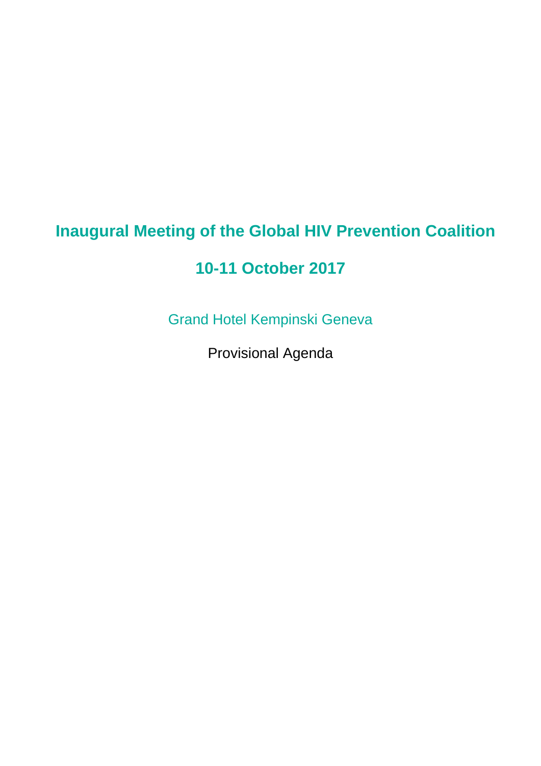# Inaugural Meeting of the Global HIV Prevention Coalition

## 10-11 October 2017

Grand Hotel Kempinski Geneva

Provisional Agenda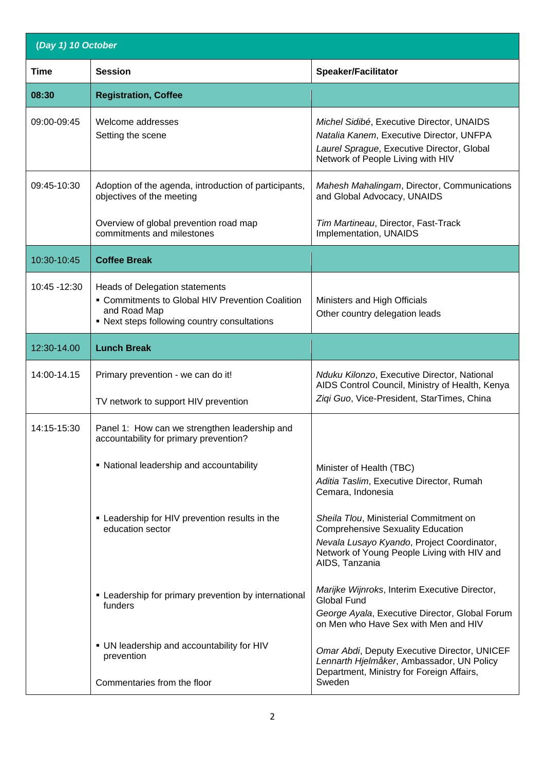| (Day 1) 10 October | | |
|---|---|---|
| **Time** | **Session** | **Speaker/Facilitator** |
| **08:30** | **Registration, Coffee** | |
| 09:00-09:45 | Welcome addresses<br>Setting the scene | *Michel Sidibé*, Executive Director, UNAIDS<br>*Natalia Kanem*, Executive Director, UNFPA<br>*Laurel Sprague*, Executive Director, Global Network of People Living with HIV |
| 09:45-10:30 | Adoption of the agenda, introduction of participants, objectives of the meeting<br><br>Overview of global prevention road map commitments and milestones | *Mahesh Mahalingam*, Director, Communications and Global Advocacy, UNAIDS<br><br>*Tim Martineau*, Director, Fast-Track Implementation, UNAIDS |
| 10:30-10:45 | **Coffee Break** | |
| 10:45 -12:30 | Heads of Delegation statements<br>▪ Commitments to Global HIV Prevention Coalition and Road Map<br>▪ Next steps following country consultations | Ministers and High Officials<br>Other country delegation leads |
| 12:30-14.00 | **Lunch Break** | |
| 14:00-14.15 | Primary prevention - we can do it!<br><br>TV network to support HIV prevention | *Nduku Kilonzo*, Executive Director, National AIDS Control Council, Ministry of Health, Kenya<br>*Ziqi Guo*, Vice-President, StarTimes, China |
| 14:15-15:30 | Panel 1: How can we strengthen leadership and accountability for primary prevention?<br><br>▪ National leadership and accountability<br><br>▪ Leadership for HIV prevention results in the education sector<br><br>▪ Leadership for primary prevention by international funders<br><br>▪ UN leadership and accountability for HIV prevention<br><br>Commentaries from the floor | <br><br>Minister of Health (TBC)<br>*Aditia Taslim*, Executive Director, Rumah Cemara, Indonesia<br><br>*Sheila Tlou*, Ministerial Commitment on Comprehensive Sexuality Education<br>*Nevala Lusayo Kyando*, Project Coordinator, Network of Young People Living with HIV and AIDS, Tanzania<br><br>*Marijke Wijnroks*, Interim Executive Director, Global Fund<br>*George Ayala*, Executive Director, Global Forum on Men who Have Sex with Men and HIV<br><br>*Omar Abdi*, Deputy Executive Director, UNICEF<br>*Lennarth Hjelmåker*, Ambassador, UN Policy Department, Ministry for Foreign Affairs, Sweden |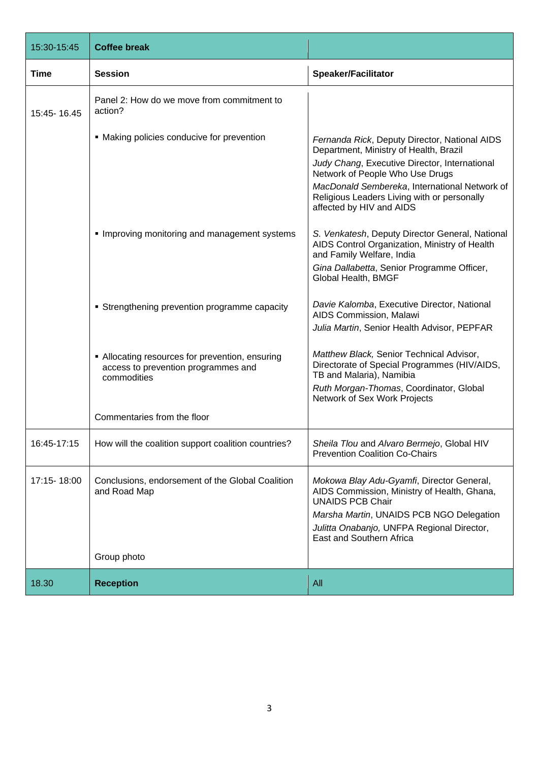| Time | Session | Speaker/Facilitator |
|---|---|---|
| 15:30-15:45 | **Coffee break** | |
| **Time** | **Session** | **Speaker/Facilitator** |
| 15:45- 16.45 | Panel 2: How do we move from commitment to action? | |
| | ▪ Making policies conducive for prevention | *Fernanda Rick*, Deputy Director, National AIDS Department, Ministry of Health, Brazil<br>*Judy Chang*, Executive Director, International Network of People Who Use Drugs<br>*MacDonald Sembereka*, International Network of Religious Leaders Living with or personally affected by HIV and AIDS |
| | ▪ Improving monitoring and management systems | *S. Venkatesh*, Deputy Director General, National AIDS Control Organization, Ministry of Health and Family Welfare, India<br>*Gina Dallabetta*, Senior Programme Officer, Global Health, BMGF |
| | ▪ Strengthening prevention programme capacity | *Davie Kalomba*, Executive Director, National AIDS Commission, Malawi<br>*Julia Martin*, Senior Health Advisor, PEPFAR |
| | ▪ Allocating resources for prevention, ensuring access to prevention programmes and commodities | *Matthew Black,* Senior Technical Advisor, Directorate of Special Programmes (HIV/AIDS, TB and Malaria), Namibia<br>*Ruth Morgan-Thomas*, Coordinator, Global Network of Sex Work Projects |
| | Commentaries from the floor | |
| 16:45-17:15 | How will the coalition support coalition countries? | *Sheila Tlou* and *Alvaro Bermejo*, Global HIV Prevention Coalition Co-Chairs |
| 17:15- 18:00 | Conclusions, endorsement of the Global Coalition and Road Map | *Mokowa Blay Adu-Gyamfi*, Director General, AIDS Commission, Ministry of Health, Ghana, UNAIDS PCB Chair<br>*Marsha Martin*, UNAIDS PCB NGO Delegation<br>*Julitta Onabanjo,* UNFPA Regional Director, East and Southern Africa |
| | Group photo | |
| 18.30 | **Reception** | All |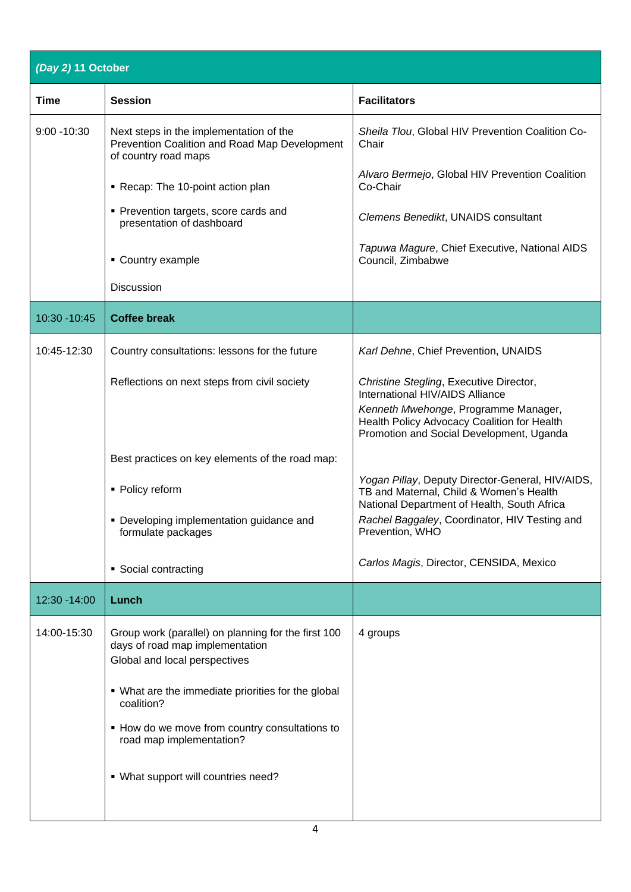| *(Day 2)* 11 October | | |
|---|---|---|
| **Time** | **Session** | **Facilitators** |
| 9:00 -10:30 | Next steps in the implementation of the Prevention Coalition and Road Map Development of country road maps<br><br>▪ Recap: The 10-point action plan<br><br>▪ Prevention targets, score cards and presentation of dashboard<br><br>▪ Country example<br><br>Discussion | *Sheila Tlou*, Global HIV Prevention Coalition Co-Chair<br><br>*Alvaro Bermejo*, Global HIV Prevention Coalition Co-Chair<br><br>*Clemens Benedikt*, UNAIDS consultant<br><br>*Tapuwa Magure*, Chief Executive, National AIDS Council, Zimbabwe |
| 10:30 -10:45 | **Coffee break** | |
| 10:45-12:30 | Country consultations: lessons for the future<br><br>Reflections on next steps from civil society<br><br>Best practices on key elements of the road map:<br><br>▪ Policy reform<br><br>▪ Developing implementation guidance and formulate packages<br><br>▪ Social contracting | *Karl Dehne*, Chief Prevention, UNAIDS<br><br>*Christine Stegling*, Executive Director, International HIV/AIDS Alliance<br>*Kenneth Mwehonge*, Programme Manager, Health Policy Advocacy Coalition for Health Promotion and Social Development, Uganda<br><br>*Yogan Pillay*, Deputy Director-General, HIV/AIDS, TB and Maternal, Child & Women's Health National Department of Health, South Africa<br>*Rachel Baggaley*, Coordinator, HIV Testing and Prevention, WHO<br><br>*Carlos Magis*, Director, CENSIDA, Mexico |
| 12:30 -14:00 | **Lunch** | |
| 14:00-15:30 | Group work (parallel) on planning for the first 100 days of road map implementation<br>Global and local perspectives<br><br>▪ What are the immediate priorities for the global coalition?<br><br>▪ How do we move from country consultations to road map implementation?<br><br>▪ What support will countries need? | 4 groups |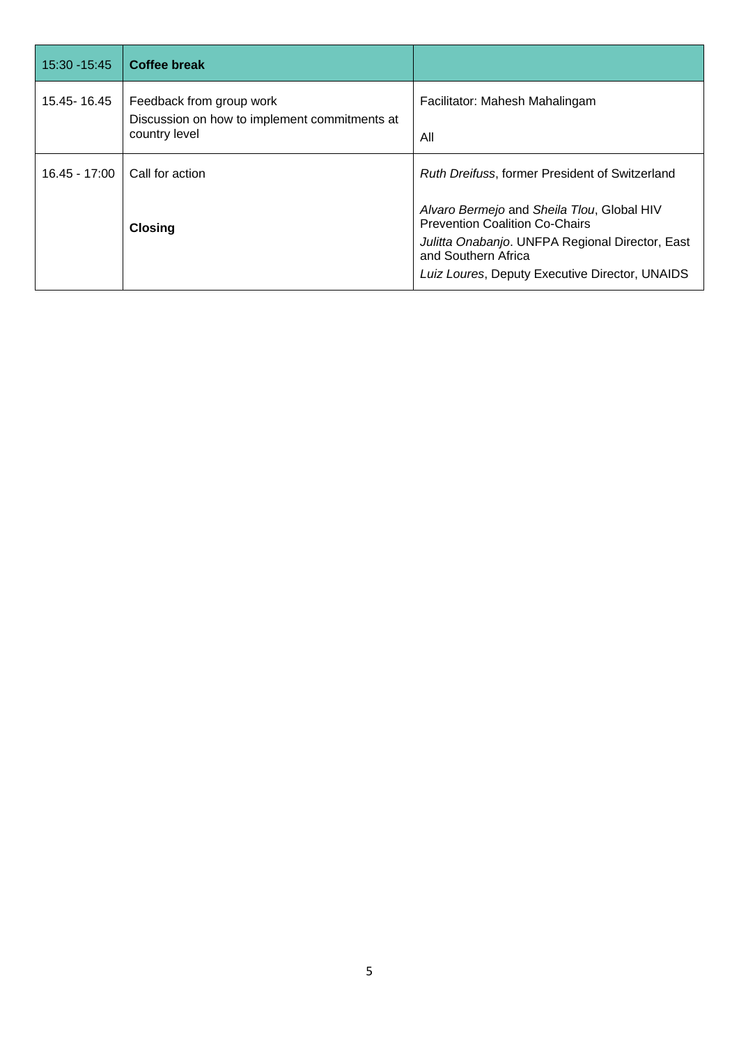| | | |
|---|---|---|
| 15:30 -15:45 | **Coffee break** | |
| 15.45- 16.45 | Feedback from group work<br>Discussion on how to implement commitments at country level | Facilitator: Mahesh Mahalingam<br><br>All |
| 16.45 - 17:00 | Call for action<br><br>**Closing** | *Ruth Dreifuss*, former President of Switzerland<br><br>*Alvaro Bermejo* and *Sheila Tlou*, Global HIV Prevention Coalition Co-Chairs<br>*Julitta Onabanjo*. UNFPA Regional Director, East and Southern Africa<br>*Luiz Loures*, Deputy Executive Director, UNAIDS |